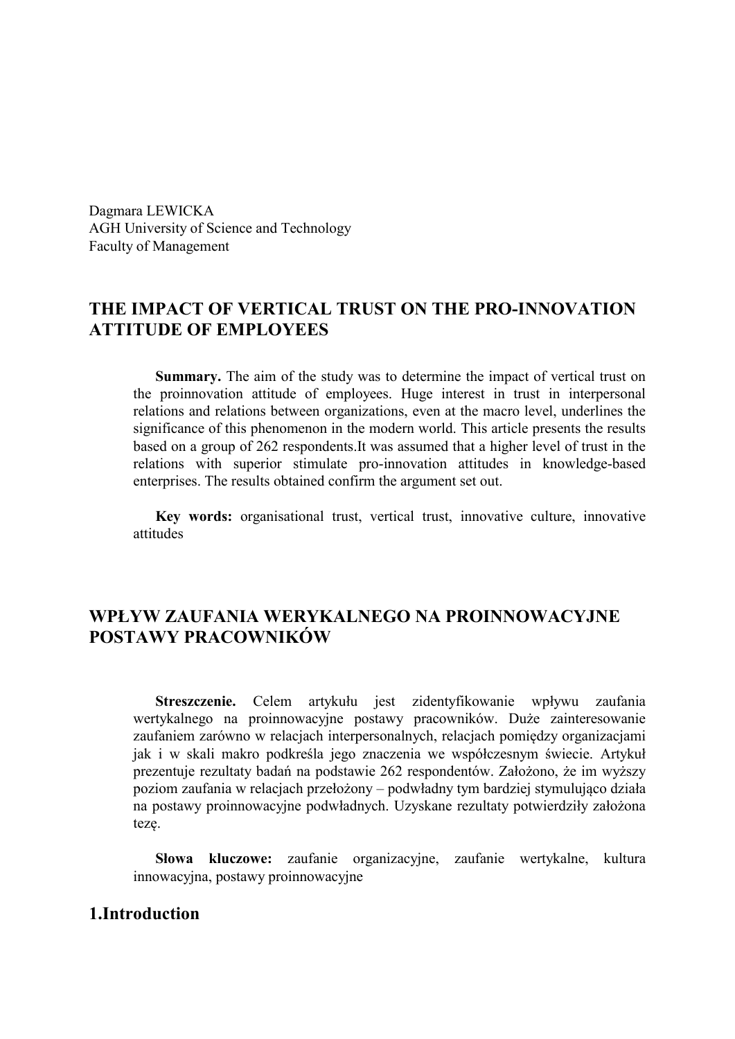Dagmara LEWICKA
AGH University of Science and Technology
Faculty of Management

# THE IMPACT OF VERTICAL TRUST ON THE PRO-INNOVATION ATTITUDE OF EMPLOYEES

**Summary.** The aim of the study was to determine the impact of vertical trust on the proinnovation attitude of employees. Huge interest in trust in interpersonal relations and relations between organizations, even at the macro level, underlines the significance of this phenomenon in the modern world. This article presents the results based on a group of 262 respondents.It was assumed that a higher level of trust in the relations with superior stimulate pro-innovation attitudes in knowledge-based enterprises. The results obtained confirm the argument set out.

**Key words:** organisational trust, vertical trust, innovative culture, innovative attitudes

# WPŁYW ZAUFANIA WERYKALNEGO NA PROINNOWACYJNE POSTAWY PRACOWNIKÓW

**Streszczenie.** Celem artykułu jest zidentyfikowanie wpływu zaufania wertykalnego na proinnowacyjne postawy pracowników. Duże zainteresowanie zaufaniem zarówno w relacjach interpersonalnych, relacjach pomiędzy organizacjami jak i w skali makro podkreśla jego znaczenia we współczesnym świecie. Artykuł prezentuje rezultaty badań na podstawie 262 respondentów. Założono, że im wyższy poziom zaufania w relacjach przełożony – podwładny tym bardziej stymulująco działa na postawy proinnowacyjne podwładnych. Uzyskane rezultaty potwierdziły założona tezę.

**Słowa kluczowe:** zaufanie organizacyjne, zaufanie wertykalne, kultura innowacyjna, postawy proinnowacyjne

## 1.Introduction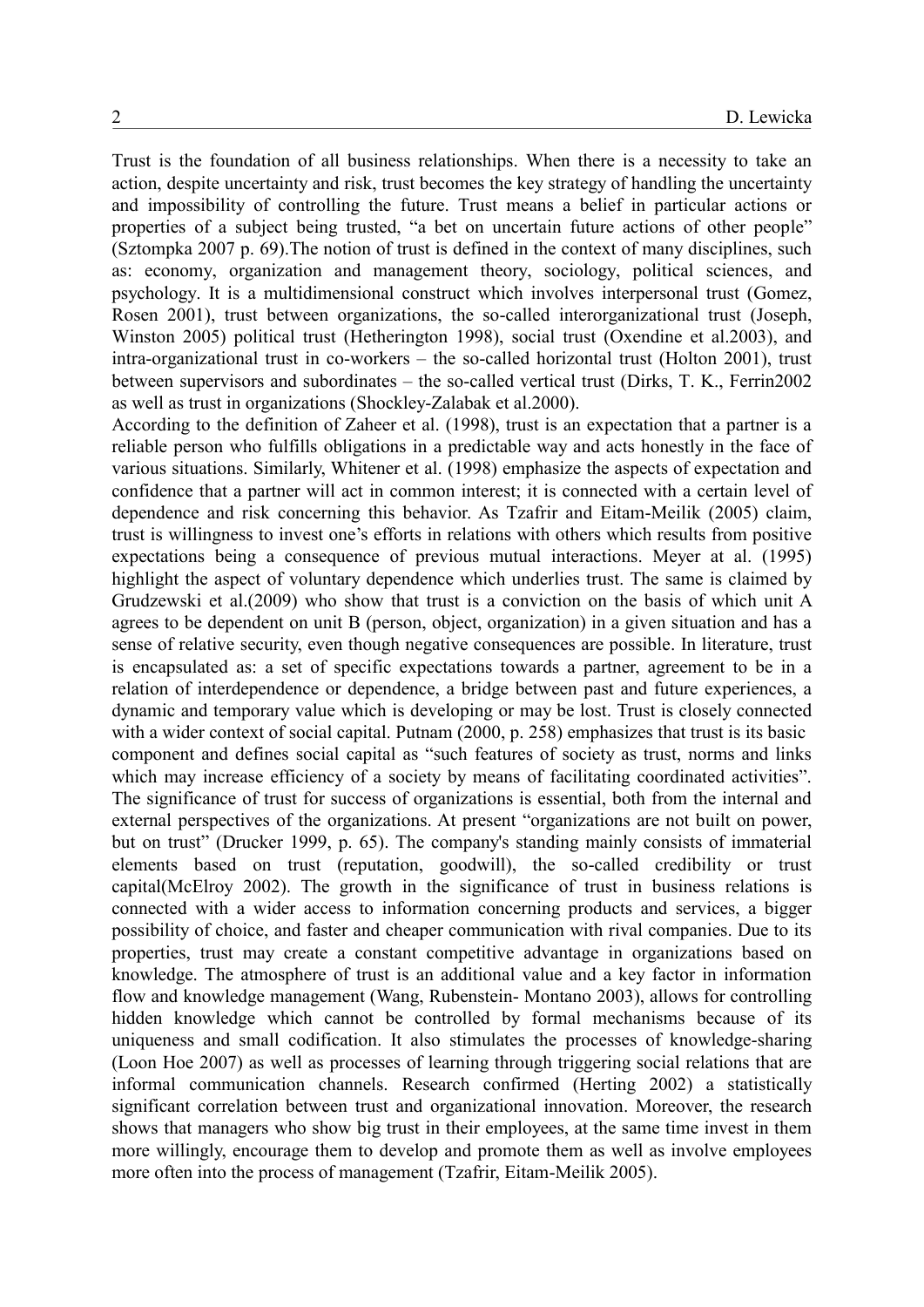Trust is the foundation of all business relationships. When there is a necessity to take an action, despite uncertainty and risk, trust becomes the key strategy of handling the uncertainty and impossibility of controlling the future. Trust means a belief in particular actions or properties of a subject being trusted, "a bet on uncertain future actions of other people" (Sztompka 2007 p. 69).The notion of trust is defined in the context of many disciplines, such as: economy, organization and management theory, sociology, political sciences, and psychology. It is a multidimensional construct which involves interpersonal trust (Gomez, Rosen 2001), trust between organizations, the so-called interorganizational trust (Joseph, Winston 2005) political trust (Hetherington 1998), social trust (Oxendine et al.2003), and intra-organizational trust in co-workers – the so-called horizontal trust (Holton 2001), trust between supervisors and subordinates – the so-called vertical trust (Dirks, T. K., Ferrin2002 as well as trust in organizations (Shockley-Zalabak et al.2000).

According to the definition of Zaheer et al. (1998), trust is an expectation that a partner is a reliable person who fulfills obligations in a predictable way and acts honestly in the face of various situations. Similarly, Whitener et al. (1998) emphasize the aspects of expectation and confidence that a partner will act in common interest; it is connected with a certain level of dependence and risk concerning this behavior. As Tzafrir and Eitam-Meilik (2005) claim, trust is willingness to invest one's efforts in relations with others which results from positive expectations being a consequence of previous mutual interactions. Meyer at al. (1995) highlight the aspect of voluntary dependence which underlies trust. The same is claimed by Grudzewski et al.(2009) who show that trust is a conviction on the basis of which unit A agrees to be dependent on unit B (person, object, organization) in a given situation and has a sense of relative security, even though negative consequences are possible. In literature, trust is encapsulated as: a set of specific expectations towards a partner, agreement to be in a relation of interdependence or dependence, a bridge between past and future experiences, a dynamic and temporary value which is developing or may be lost. Trust is closely connected with a wider context of social capital. Putnam (2000, p. 258) emphasizes that trust is its basic component and defines social capital as "such features of society as trust, norms and links which may increase efficiency of a society by means of facilitating coordinated activities". The significance of trust for success of organizations is essential, both from the internal and external perspectives of the organizations. At present "organizations are not built on power, but on trust" (Drucker 1999, p. 65). The company's standing mainly consists of immaterial elements based on trust (reputation, goodwill), the so-called credibility or trust capital(McElroy 2002). The growth in the significance of trust in business relations is connected with a wider access to information concerning products and services, a bigger possibility of choice, and faster and cheaper communication with rival companies. Due to its properties, trust may create a constant competitive advantage in organizations based on knowledge. The atmosphere of trust is an additional value and a key factor in information flow and knowledge management (Wang, Rubenstein- Montano 2003), allows for controlling hidden knowledge which cannot be controlled by formal mechanisms because of its uniqueness and small codification. It also stimulates the processes of knowledge-sharing (Loon Hoe 2007) as well as processes of learning through triggering social relations that are informal communication channels. Research confirmed (Herting 2002) a statistically significant correlation between trust and organizational innovation. Moreover, the research shows that managers who show big trust in their employees, at the same time invest in them more willingly, encourage them to develop and promote them as well as involve employees more often into the process of management (Tzafrir, Eitam-Meilik 2005).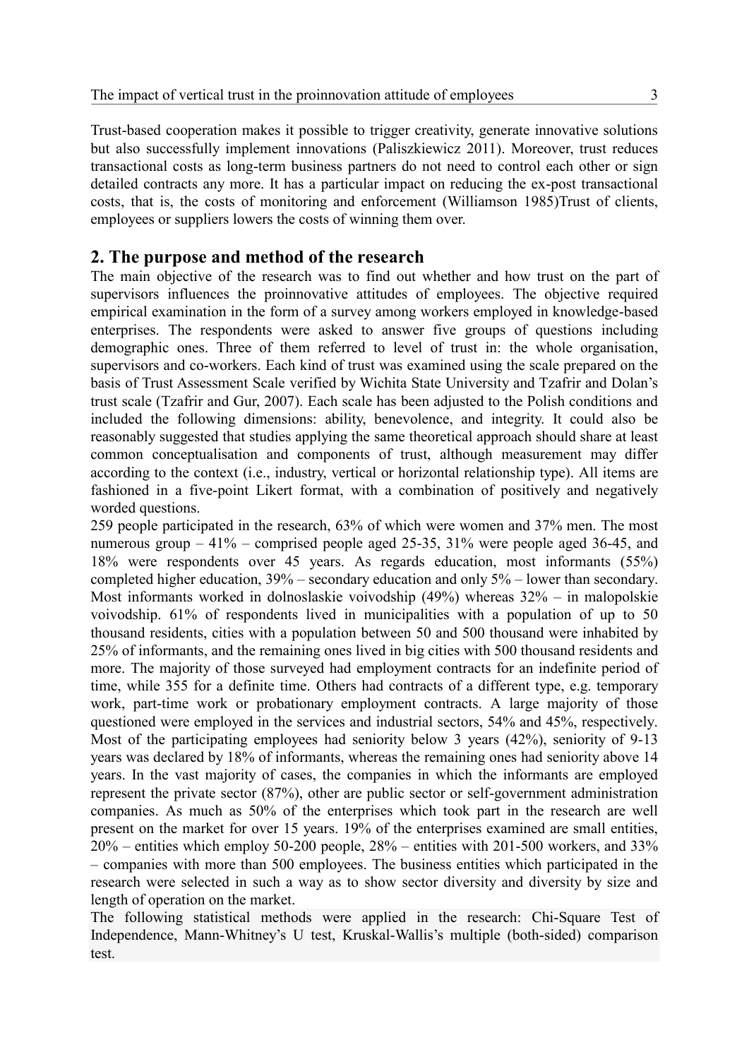Trust-based cooperation makes it possible to trigger creativity, generate innovative solutions but also successfully implement innovations (Paliszkiewicz 2011). Moreover, trust reduces transactional costs as long-term business partners do not need to control each other or sign detailed contracts any more. It has a particular impact on reducing the ex-post transactional costs, that is, the costs of monitoring and enforcement (Williamson 1985)Trust of clients, employees or suppliers lowers the costs of winning them over.

## 2. The purpose and method of the research

The main objective of the research was to find out whether and how trust on the part of supervisors influences the proinnovative attitudes of employees. The objective required empirical examination in the form of a survey among workers employed in knowledge-based enterprises. The respondents were asked to answer five groups of questions including demographic ones. Three of them referred to level of trust in: the whole organisation, supervisors and co-workers. Each kind of trust was examined using the scale prepared on the basis of Trust Assessment Scale verified by Wichita State University and Tzafrir and Dolan's trust scale (Tzafrir and Gur, 2007). Each scale has been adjusted to the Polish conditions and included the following dimensions: ability, benevolence, and integrity. It could also be reasonably suggested that studies applying the same theoretical approach should share at least common conceptualisation and components of trust, although measurement may differ according to the context (i.e., industry, vertical or horizontal relationship type). All items are fashioned in a five-point Likert format, with a combination of positively and negatively worded questions.

259 people participated in the research, 63% of which were women and 37% men. The most numerous group – 41% – comprised people aged 25-35, 31% were people aged 36-45, and 18% were respondents over 45 years. As regards education, most informants (55%) completed higher education, 39% – secondary education and only 5% – lower than secondary. Most informants worked in dolnoslaskie voivodship (49%) whereas 32% – in malopolskie voivodship. 61% of respondents lived in municipalities with a population of up to 50 thousand residents, cities with a population between 50 and 500 thousand were inhabited by 25% of informants, and the remaining ones lived in big cities with 500 thousand residents and more. The majority of those surveyed had employment contracts for an indefinite period of time, while 355 for a definite time. Others had contracts of a different type, e.g. temporary work, part-time work or probationary employment contracts. A large majority of those questioned were employed in the services and industrial sectors, 54% and 45%, respectively. Most of the participating employees had seniority below 3 years (42%), seniority of 9-13 years was declared by 18% of informants, whereas the remaining ones had seniority above 14 years. In the vast majority of cases, the companies in which the informants are employed represent the private sector (87%), other are public sector or self-government administration companies. As much as 50% of the enterprises which took part in the research are well present on the market for over 15 years. 19% of the enterprises examined are small entities, 20% – entities which employ 50-200 people, 28% – entities with 201-500 workers, and 33% – companies with more than 500 employees. The business entities which participated in the research were selected in such a way as to show sector diversity and diversity by size and length of operation on the market.

The following statistical methods were applied in the research: Chi-Square Test of Independence, Mann-Whitney's U test, Kruskal-Wallis's multiple (both-sided) comparison test.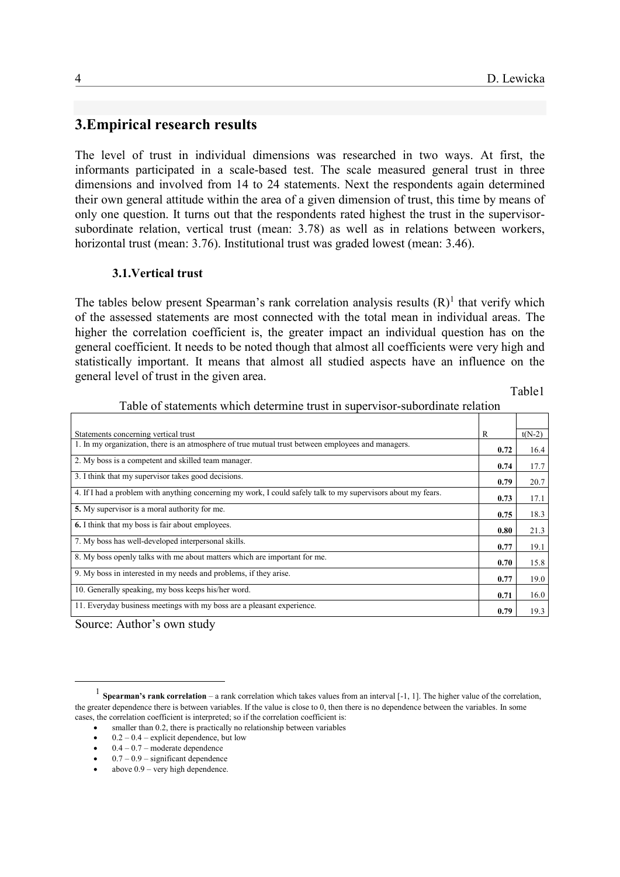## 3.Empirical research results

The level of trust in individual dimensions was researched in two ways. At first, the informants participated in a scale-based test. The scale measured general trust in three dimensions and involved from 14 to 24 statements. Next the respondents again determined their own general attitude within the area of a given dimension of trust, this time by means of only one question. It turns out that the respondents rated highest the trust in the supervisor-subordinate relation, vertical trust (mean: 3.78) as well as in relations between workers, horizontal trust (mean: 3.76). Institutional trust was graded lowest (mean: 3.46).

### 3.1.Vertical trust

The tables below present Spearman's rank correlation analysis results (R)[1] that verify which of the assessed statements are most connected with the total mean in individual areas. The higher the correlation coefficient is, the greater impact an individual question has on the general coefficient. It needs to be noted though that almost all coefficients were very high and statistically important. It means that almost all studied aspects have an influence on the general level of trust in the given area.

Table1

Table of statements which determine trust in supervisor-subordinate relation

| Statements concerning vertical trust | R | t(N-2) |
|---|---|---|
| 1. In my organization, there is an atmosphere of true mutual trust between employees and managers. | **0.72** | 16.4 |
| 2. My boss is a competent and skilled team manager. | **0.74** | 17.7 |
| 3. I think that my supervisor takes good decisions. | **0.79** | 20.7 |
| 4. If I had a problem with anything concerning my work, I could safely talk to my supervisors about my fears. | **0.73** | 17.1 |
| **5.** My supervisor is a moral authority for me. | **0.75** | 18.3 |
| **6.** I think that my boss is fair about employees. | **0.80** | 21.3 |
| 7. My boss has well-developed interpersonal skills. | **0.77** | 19.1 |
| 8. My boss openly talks with me about matters which are important for me. | **0.70** | 15.8 |
| 9. My boss in interested in my needs and problems, if they arise. | **0.77** | 19.0 |
| 10. Generally speaking, my boss keeps his/her word. | **0.71** | 16.0 |
| 11. Everyday business meetings with my boss are a pleasant experience. | **0.79** | 19.3 |

Source: Author's own study

[1] **Spearman's rank correlation** – a rank correlation which takes values from an interval [-1, 1]. The higher value of the correlation, the greater dependence there is between variables. If the value is close to 0, then there is no dependence between the variables. In some cases, the correlation coefficient is interpreted; so if the correlation coefficient is:

- smaller than 0.2, there is practically no relationship between variables
- 0.2 – 0.4 – explicit dependence, but low
- 0.4 – 0.7 – moderate dependence
- 0.7 – 0.9 – significant dependence
- above 0.9 – very high dependence.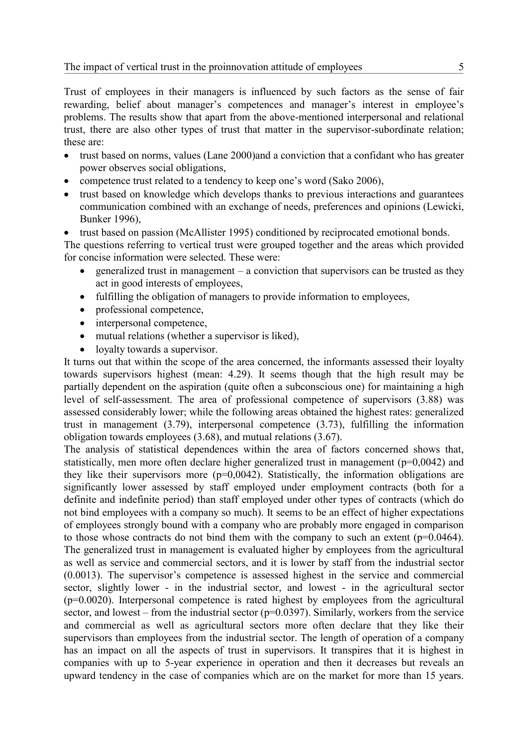Trust of employees in their managers is influenced by such factors as the sense of fair rewarding, belief about manager's competences and manager's interest in employee's problems. The results show that apart from the above-mentioned interpersonal and relational trust, there are also other types of trust that matter in the supervisor-subordinate relation; these are:

- trust based on norms, values (Lane 2000)and a conviction that a confidant who has greater power observes social obligations,
- competence trust related to a tendency to keep one's word (Sako 2006),
- trust based on knowledge which develops thanks to previous interactions and guarantees communication combined with an exchange of needs, preferences and opinions (Lewicki, Bunker 1996),
- trust based on passion (McAllister 1995) conditioned by reciprocated emotional bonds.

The questions referring to vertical trust were grouped together and the areas which provided for concise information were selected. These were:

- generalized trust in management – a conviction that supervisors can be trusted as they act in good interests of employees,
- fulfilling the obligation of managers to provide information to employees,
- professional competence,
- interpersonal competence,
- mutual relations (whether a supervisor is liked),
- loyalty towards a supervisor.

It turns out that within the scope of the area concerned, the informants assessed their loyalty towards supervisors highest (mean: 4.29). It seems though that the high result may be partially dependent on the aspiration (quite often a subconscious one) for maintaining a high level of self-assessment. The area of professional competence of supervisors (3.88) was assessed considerably lower; while the following areas obtained the highest rates: generalized trust in management (3.79), interpersonal competence (3.73), fulfilling the information obligation towards employees (3.68), and mutual relations (3.67).

The analysis of statistical dependences within the area of factors concerned shows that, statistically, men more often declare higher generalized trust in management (p=0,0042) and they like their supervisors more (p=0,0042). Statistically, the information obligations are significantly lower assessed by staff employed under employment contracts (both for a definite and indefinite period) than staff employed under other types of contracts (which do not bind employees with a company so much). It seems to be an effect of higher expectations of employees strongly bound with a company who are probably more engaged in comparison to those whose contracts do not bind them with the company to such an extent (p=0.0464). The generalized trust in management is evaluated higher by employees from the agricultural as well as service and commercial sectors, and it is lower by staff from the industrial sector (0.0013). The supervisor's competence is assessed highest in the service and commercial sector, slightly lower - in the industrial sector, and lowest - in the agricultural sector (p=0.0020). Interpersonal competence is rated highest by employees from the agricultural sector, and lowest – from the industrial sector (p=0.0397). Similarly, workers from the service and commercial as well as agricultural sectors more often declare that they like their supervisors than employees from the industrial sector. The length of operation of a company has an impact on all the aspects of trust in supervisors. It transpires that it is highest in companies with up to 5-year experience in operation and then it decreases but reveals an upward tendency in the case of companies which are on the market for more than 15 years.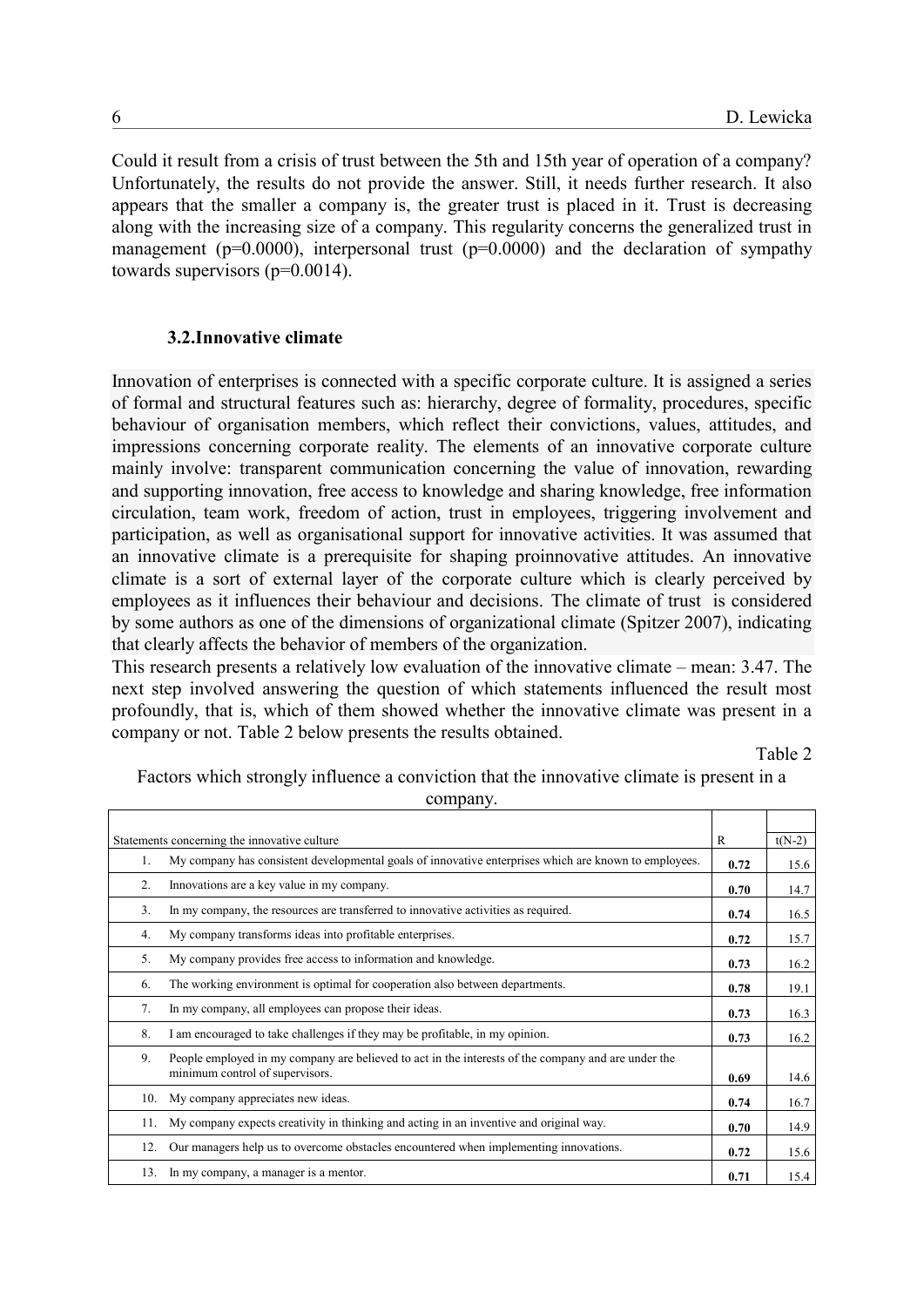Could it result from a crisis of trust between the 5th and 15th year of operation of a company? Unfortunately, the results do not provide the answer. Still, it needs further research. It also appears that the smaller a company is, the greater trust is placed in it. Trust is decreasing along with the increasing size of a company. This regularity concerns the generalized trust in management (p=0.0000), interpersonal trust (p=0.0000) and the declaration of sympathy towards supervisors (p=0.0014).

### 3.2.Innovative climate

Innovation of enterprises is connected with a specific corporate culture. It is assigned a series of formal and structural features such as: hierarchy, degree of formality, procedures, specific behaviour of organisation members, which reflect their convictions, values, attitudes, and impressions concerning corporate reality. The elements of an innovative corporate culture mainly involve: transparent communication concerning the value of innovation, rewarding and supporting innovation, free access to knowledge and sharing knowledge, free information circulation, team work, freedom of action, trust in employees, triggering involvement and participation, as well as organisational support for innovative activities. It was assumed that an innovative climate is a prerequisite for shaping proinnovative attitudes. An innovative climate is a sort of external layer of the corporate culture which is clearly perceived by employees as it influences their behaviour and decisions. The climate of trust is considered by some authors as one of the dimensions of organizational climate (Spitzer 2007), indicating that clearly affects the behavior of members of the organization.

This research presents a relatively low evaluation of the innovative climate – mean: 3.47. The next step involved answering the question of which statements influenced the result most profoundly, that is, which of them showed whether the innovative climate was present in a company or not. Table 2 below presents the results obtained.

Table 2

Factors which strongly influence a conviction that the innovative climate is present in a company.

| Statements concerning the innovative culture | R | t(N-2) |
|---|---|---|
| 1. My company has consistent developmental goals of innovative enterprises which are known to employees. | **0.72** | 15.6 |
| 2. Innovations are a key value in my company. | **0.70** | 14.7 |
| 3. In my company, the resources are transferred to innovative activities as required. | **0.74** | 16.5 |
| 4. My company transforms ideas into profitable enterprises. | **0.72** | 15.7 |
| 5. My company provides free access to information and knowledge. | **0.73** | 16.2 |
| 6. The working environment is optimal for cooperation also between departments. | **0.78** | 19.1 |
| 7. In my company, all employees can propose their ideas. | **0.73** | 16.3 |
| 8. I am encouraged to take challenges if they may be profitable, in my opinion. | **0.73** | 16.2 |
| 9. People employed in my company are believed to act in the interests of the company and are under the minimum control of supervisors. | **0.69** | 14.6 |
| 10. My company appreciates new ideas. | **0.74** | 16.7 |
| 11. My company expects creativity in thinking and acting in an inventive and original way. | **0.70** | 14.9 |
| 12. Our managers help us to overcome obstacles encountered when implementing innovations. | **0.72** | 15.6 |
| 13. In my company, a manager is a mentor. | **0.71** | 15.4 |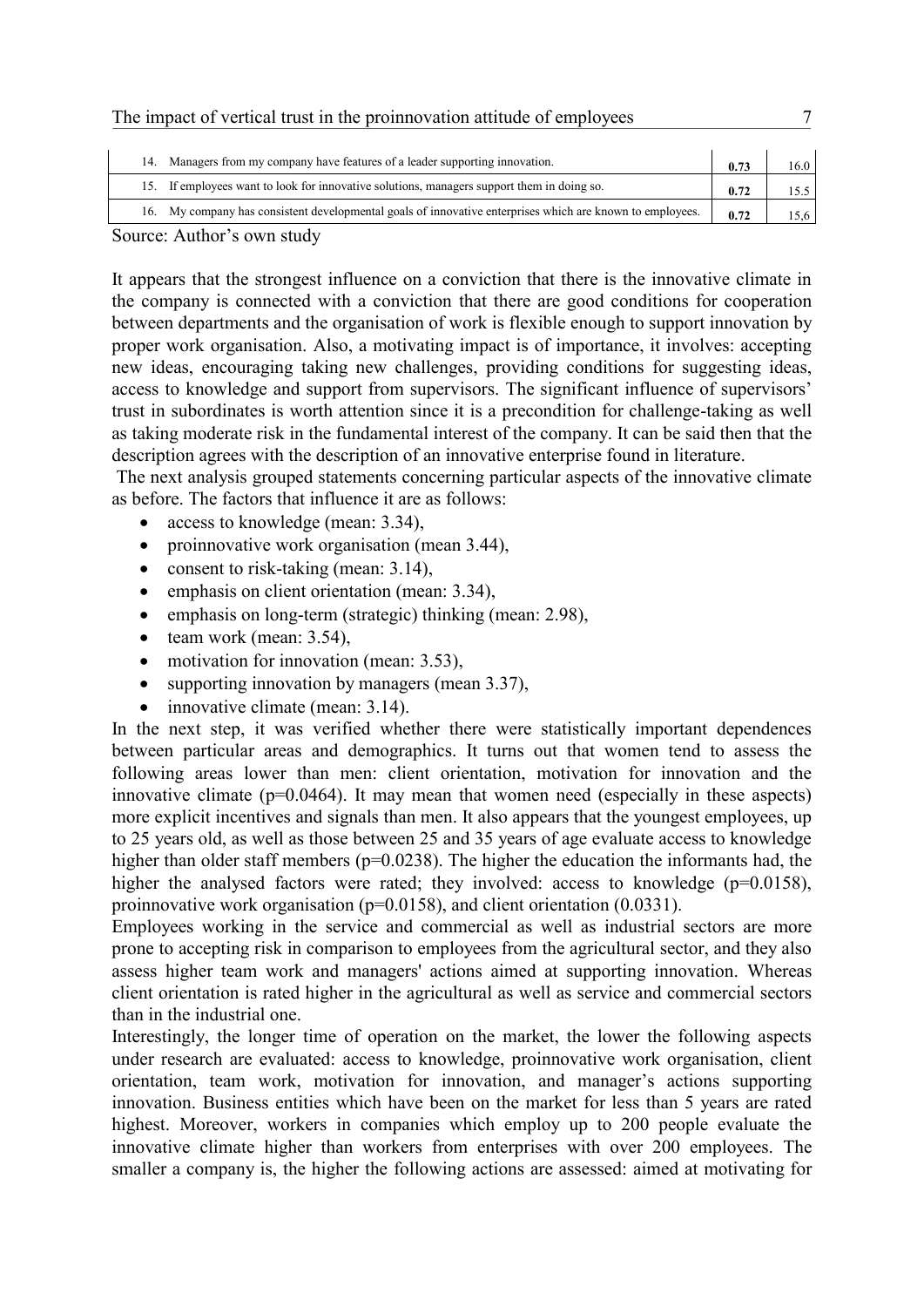| | | |
|---|---|---|
| 14. Managers from my company have features of a leader supporting innovation. | **0.73** | 16.0 |
| 15. If employees want to look for innovative solutions, managers support them in doing so. | **0.72** | 15.5 |
| 16. My company has consistent developmental goals of innovative enterprises which are known to employees. | **0.72** | 15,6 |

Source: Author's own study

It appears that the strongest influence on a conviction that there is the innovative climate in the company is connected with a conviction that there are good conditions for cooperation between departments and the organisation of work is flexible enough to support innovation by proper work organisation. Also, a motivating impact is of importance, it involves: accepting new ideas, encouraging taking new challenges, providing conditions for suggesting ideas, access to knowledge and support from supervisors. The significant influence of supervisors' trust in subordinates is worth attention since it is a precondition for challenge-taking as well as taking moderate risk in the fundamental interest of the company. It can be said then that the description agrees with the description of an innovative enterprise found in literature.

The next analysis grouped statements concerning particular aspects of the innovative climate as before. The factors that influence it are as follows:

- access to knowledge (mean: 3.34),
- proinnovative work organisation (mean 3.44),
- consent to risk-taking (mean: 3.14),
- emphasis on client orientation (mean: 3.34),
- emphasis on long-term (strategic) thinking (mean: 2.98),
- team work (mean: 3.54),
- motivation for innovation (mean: 3.53),
- supporting innovation by managers (mean 3.37),
- innovative climate (mean: 3.14).

In the next step, it was verified whether there were statistically important dependences between particular areas and demographics. It turns out that women tend to assess the following areas lower than men: client orientation, motivation for innovation and the innovative climate ($p=0.0464$). It may mean that women need (especially in these aspects) more explicit incentives and signals than men. It also appears that the youngest employees, up to 25 years old, as well as those between 25 and 35 years of age evaluate access to knowledge higher than older staff members ($p=0.0238$). The higher the education the informants had, the higher the analysed factors were rated; they involved: access to knowledge ($p=0.0158$), proinnovative work organisation ($p=0.0158$), and client orientation (0.0331).

Employees working in the service and commercial as well as industrial sectors are more prone to accepting risk in comparison to employees from the agricultural sector, and they also assess higher team work and managers' actions aimed at supporting innovation. Whereas client orientation is rated higher in the agricultural as well as service and commercial sectors than in the industrial one.

Interestingly, the longer time of operation on the market, the lower the following aspects under research are evaluated: access to knowledge, proinnovative work organisation, client orientation, team work, motivation for innovation, and manager's actions supporting innovation. Business entities which have been on the market for less than 5 years are rated highest. Moreover, workers in companies which employ up to 200 people evaluate the innovative climate higher than workers from enterprises with over 200 employees. The smaller a company is, the higher the following actions are assessed: aimed at motivating for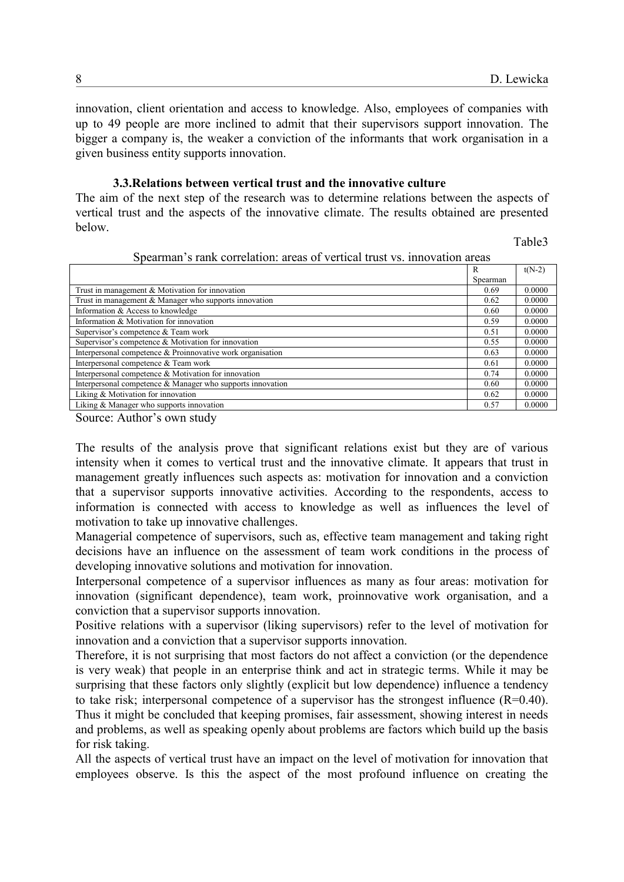innovation, client orientation and access to knowledge. Also, employees of companies with up to 49 people are more inclined to admit that their supervisors support innovation. The bigger a company is, the weaker a conviction of the informants that work organisation in a given business entity supports innovation.

### 3.3.Relations between vertical trust and the innovative culture

The aim of the next step of the research was to determine relations between the aspects of vertical trust and the aspects of the innovative climate. The results obtained are presented below.

Table3

Spearman's rank correlation: areas of vertical trust vs. innovation areas

| | R Spearman | t(N-2) |
|---|---|---|
| Trust in management & Motivation for innovation | 0.69 | 0.0000 |
| Trust in management & Manager who supports innovation | 0.62 | 0.0000 |
| Information & Access to knowledge | 0.60 | 0.0000 |
| Information & Motivation for innovation | 0.59 | 0.0000 |
| Supervisor's competence & Team work | 0.51 | 0.0000 |
| Supervisor's competence & Motivation for innovation | 0.55 | 0.0000 |
| Interpersonal competence & Proinnovative work organisation | 0.63 | 0.0000 |
| Interpersonal competence & Team work | 0.61 | 0.0000 |
| Interpersonal competence & Motivation for innovation | 0.74 | 0.0000 |
| Interpersonal competence & Manager who supports innovation | 0.60 | 0.0000 |
| Liking & Motivation for innovation | 0.62 | 0.0000 |
| Liking & Manager who supports innovation | 0.57 | 0.0000 |

Source: Author's own study

The results of the analysis prove that significant relations exist but they are of various intensity when it comes to vertical trust and the innovative climate. It appears that trust in management greatly influences such aspects as: motivation for innovation and a conviction that a supervisor supports innovative activities. According to the respondents, access to information is connected with access to knowledge as well as influences the level of motivation to take up innovative challenges.

Managerial competence of supervisors, such as, effective team management and taking right decisions have an influence on the assessment of team work conditions in the process of developing innovative solutions and motivation for innovation.

Interpersonal competence of a supervisor influences as many as four areas: motivation for innovation (significant dependence), team work, proinnovative work organisation, and a conviction that a supervisor supports innovation.

Positive relations with a supervisor (liking supervisors) refer to the level of motivation for innovation and a conviction that a supervisor supports innovation.

Therefore, it is not surprising that most factors do not affect a conviction (or the dependence is very weak) that people in an enterprise think and act in strategic terms. While it may be surprising that these factors only slightly (explicit but low dependence) influence a tendency to take risk; interpersonal competence of a supervisor has the strongest influence ($R$=0.40). Thus it might be concluded that keeping promises, fair assessment, showing interest in needs and problems, as well as speaking openly about problems are factors which build up the basis for risk taking.

All the aspects of vertical trust have an impact on the level of motivation for innovation that employees observe. Is this the aspect of the most profound influence on creating the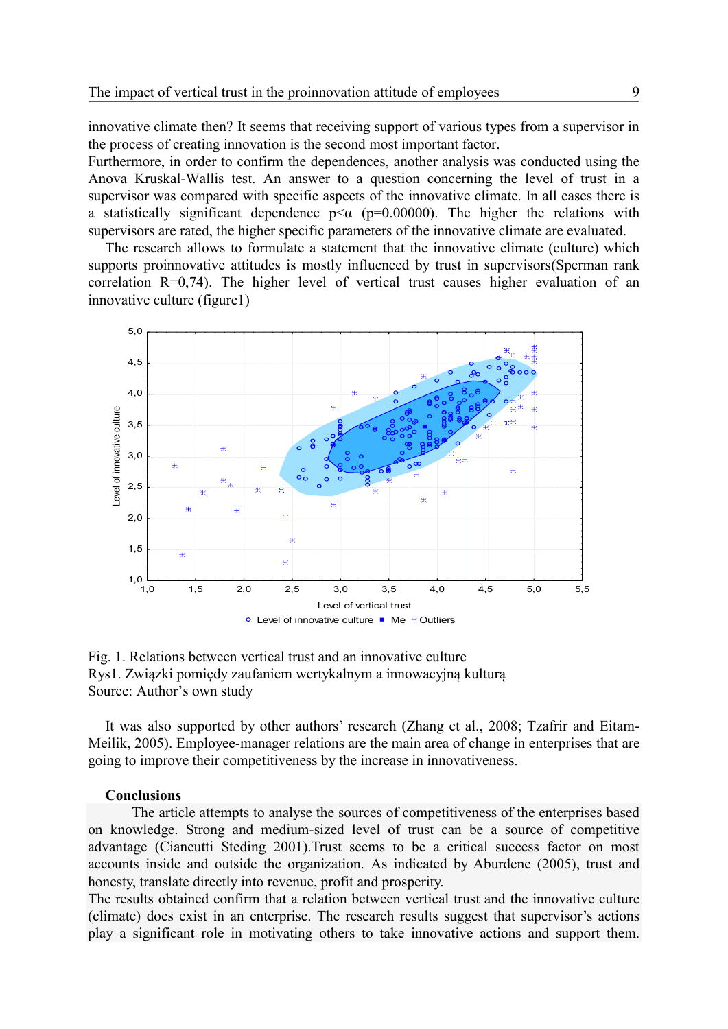innovative climate then? It seems that receiving support of various types from a supervisor in the process of creating innovation is the second most important factor.
Furthermore, in order to confirm the dependences, another analysis was conducted using the Anova Kruskal-Wallis test. An answer to a question concerning the level of trust in a supervisor was compared with specific aspects of the innovative climate. In all cases there is a statistically significant dependence $p<\alpha$ ($p=0.00000$). The higher the relations with supervisors are rated, the higher specific parameters of the innovative climate are evaluated.

The research allows to formulate a statement that the innovative climate (culture) which supports proinnovative attitudes is mostly influenced by trust in supervisors(Sperman rank correlation $R=0,74$). The higher level of vertical trust causes higher evaluation of an innovative culture (figure1)

Fig. 1. Relations between vertical trust and an innovative culture
Rys1. Związki pomiędy zaufaniem wertykalnym a innowacyjną kulturą
Source: Author's own study

It was also supported by other authors' research (Zhang et al., 2008; Tzafrir and Eitam-Meilik, 2005). Employee-manager relations are the main area of change in enterprises that are going to improve their competitiveness by the increase in innovativeness.

## Conclusions

The article attempts to analyse the sources of competitiveness of the enterprises based on knowledge. Strong and medium-sized level of trust can be a source of competitive advantage (Ciancutti Steding 2001).Trust seems to be a critical success factor on most accounts inside and outside the organization. As indicated by Aburdene (2005), trust and honesty, translate directly into revenue, profit and prosperity.
The results obtained confirm that a relation between vertical trust and the innovative culture (climate) does exist in an enterprise. The research results suggest that supervisor's actions play a significant role in motivating others to take innovative actions and support them.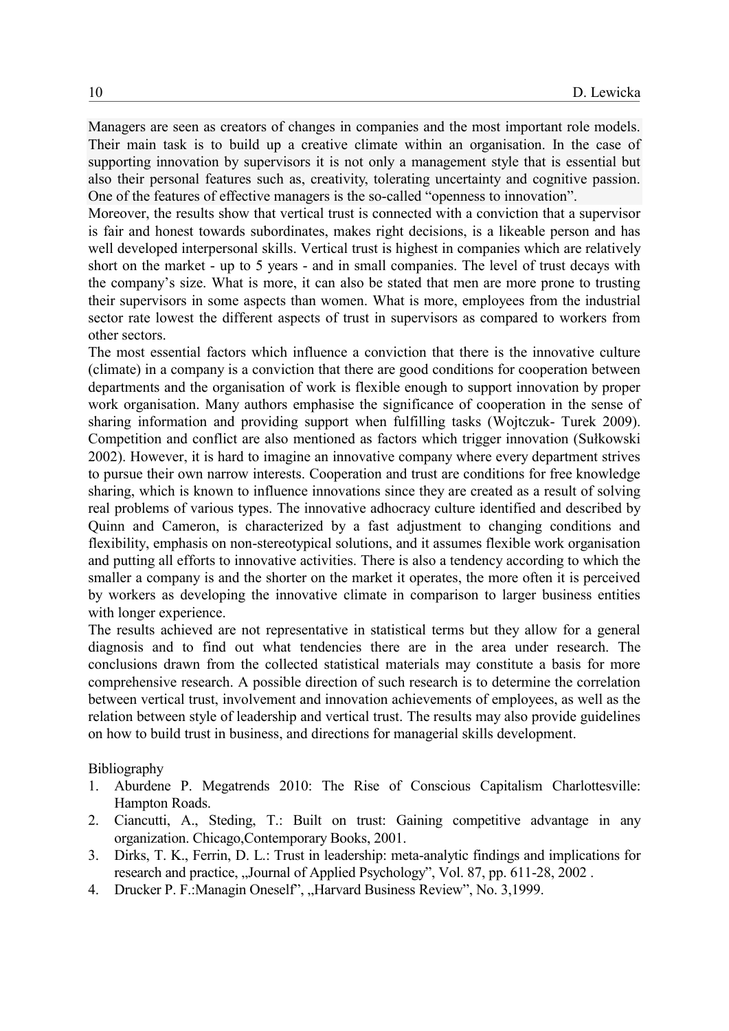Managers are seen as creators of changes in companies and the most important role models. Their main task is to build up a creative climate within an organisation. In the case of supporting innovation by supervisors it is not only a management style that is essential but also their personal features such as, creativity, tolerating uncertainty and cognitive passion. One of the features of effective managers is the so-called "openness to innovation".

Moreover, the results show that vertical trust is connected with a conviction that a supervisor is fair and honest towards subordinates, makes right decisions, is a likeable person and has well developed interpersonal skills. Vertical trust is highest in companies which are relatively short on the market - up to 5 years - and in small companies. The level of trust decays with the company's size. What is more, it can also be stated that men are more prone to trusting their supervisors in some aspects than women. What is more, employees from the industrial sector rate lowest the different aspects of trust in supervisors as compared to workers from other sectors.

The most essential factors which influence a conviction that there is the innovative culture (climate) in a company is a conviction that there are good conditions for cooperation between departments and the organisation of work is flexible enough to support innovation by proper work organisation. Many authors emphasise the significance of cooperation in the sense of sharing information and providing support when fulfilling tasks (Wojtczuk- Turek 2009). Competition and conflict are also mentioned as factors which trigger innovation (Sułkowski 2002). However, it is hard to imagine an innovative company where every department strives to pursue their own narrow interests. Cooperation and trust are conditions for free knowledge sharing, which is known to influence innovations since they are created as a result of solving real problems of various types. The innovative adhocracy culture identified and described by Quinn and Cameron, is characterized by a fast adjustment to changing conditions and flexibility, emphasis on non-stereotypical solutions, and it assumes flexible work organisation and putting all efforts to innovative activities. There is also a tendency according to which the smaller a company is and the shorter on the market it operates, the more often it is perceived by workers as developing the innovative climate in comparison to larger business entities with longer experience.

The results achieved are not representative in statistical terms but they allow for a general diagnosis and to find out what tendencies there are in the area under research. The conclusions drawn from the collected statistical materials may constitute a basis for more comprehensive research. A possible direction of such research is to determine the correlation between vertical trust, involvement and innovation achievements of employees, as well as the relation between style of leadership and vertical trust. The results may also provide guidelines on how to build trust in business, and directions for managerial skills development.

Bibliography

1. Aburdene P. Megatrends 2010: The Rise of Conscious Capitalism Charlottesville: Hampton Roads.
2. Ciancutti, A., Steding, T.: Built on trust: Gaining competitive advantage in any organization. Chicago,Contemporary Books, 2001.
3. Dirks, T. K., Ferrin, D. L.: Trust in leadership: meta-analytic findings and implications for research and practice, „Journal of Applied Psychology", Vol. 87, pp. 611-28, 2002 .
4. Drucker P. F.:Managin Oneself", „Harvard Business Review", No. 3,1999.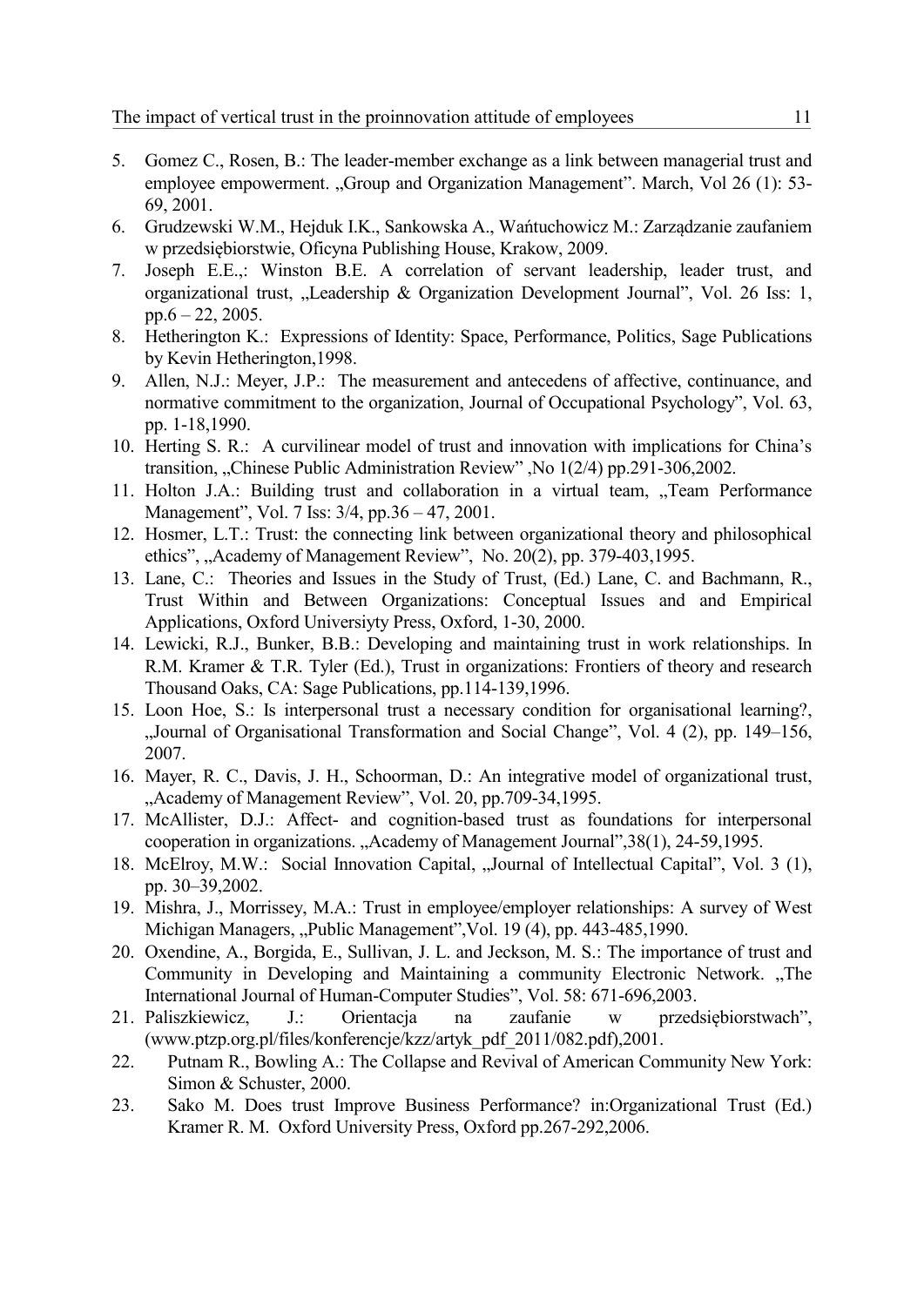5. Gomez C., Rosen, B.: The leader-member exchange as a link between managerial trust and employee empowerment. „Group and Organization Management". March, Vol 26 (1): 53-69, 2001.
6. Grudzewski W.M., Hejduk I.K., Sankowska A., Wańtuchowicz M.: Zarządzanie zaufaniem w przedsiębiorstwie, Oficyna Publishing House, Krakow, 2009.
7. Joseph E.E.,: Winston B.E. A correlation of servant leadership, leader trust, and organizational trust, „Leadership & Organization Development Journal", Vol. 26 Iss: 1, pp.6 – 22, 2005.
8. Hetherington K.: Expressions of Identity: Space, Performance, Politics, Sage Publications by Kevin Hetherington,1998.
9. Allen, N.J.: Meyer, J.P.: The measurement and antecedens of affective, continuance, and normative commitment to the organization, Journal of Occupational Psychology", Vol. 63, pp. 1-18,1990.
10. Herting S. R.: A curvilinear model of trust and innovation with implications for China's transition, „Chinese Public Administration Review" ,No 1(2/4) pp.291-306,2002.
11. Holton J.A.: Building trust and collaboration in a virtual team, „Team Performance Management", Vol. 7 Iss: 3/4, pp.36 – 47, 2001.
12. Hosmer, L.T.: Trust: the connecting link between organizational theory and philosophical ethics", „Academy of Management Review", No. 20(2), pp. 379-403,1995.
13. Lane, C.: Theories and Issues in the Study of Trust, (Ed.) Lane, C. and Bachmann, R., Trust Within and Between Organizations: Conceptual Issues and and Empirical Applications, Oxford Universiyty Press, Oxford, 1-30, 2000.
14. Lewicki, R.J., Bunker, B.B.: Developing and maintaining trust in work relationships. In R.M. Kramer & T.R. Tyler (Ed.), Trust in organizations: Frontiers of theory and research Thousand Oaks, CA: Sage Publications, pp.114-139,1996.
15. Loon Hoe, S.: Is interpersonal trust a necessary condition for organisational learning?, „Journal of Organisational Transformation and Social Change", Vol. 4 (2), pp. 149–156, 2007.
16. Mayer, R. C., Davis, J. H., Schoorman, D.: An integrative model of organizational trust, „Academy of Management Review", Vol. 20, pp.709-34,1995.
17. McAllister, D.J.: Affect- and cognition-based trust as foundations for interpersonal cooperation in organizations. „Academy of Management Journal",38(1), 24-59,1995.
18. McElroy, M.W.: Social Innovation Capital, „Journal of Intellectual Capital", Vol. 3 (1), pp. 30–39,2002.
19. Mishra, J., Morrissey, M.A.: Trust in employee/employer relationships: A survey of West Michigan Managers, „Public Management",Vol. 19 (4), pp. 443-485,1990.
20. Oxendine, A., Borgida, E., Sullivan, J. L. and Jeckson, M. S.: The importance of trust and Community in Developing and Maintaining a community Electronic Network. „The International Journal of Human-Computer Studies", Vol. 58: 671-696,2003.
21. Paliszkiewicz, J.: Orientacja na zaufanie w przedsiębiorstwach", (www.ptzp.org.pl/files/konferencje/kzz/artyk_pdf_2011/082.pdf),2001.
22. Putnam R., Bowling A.: The Collapse and Revival of American Community New York: Simon & Schuster, 2000.
23. Sako M. Does trust Improve Business Performance? in:Organizational Trust (Ed.) Kramer R. M. Oxford University Press, Oxford pp.267-292,2006.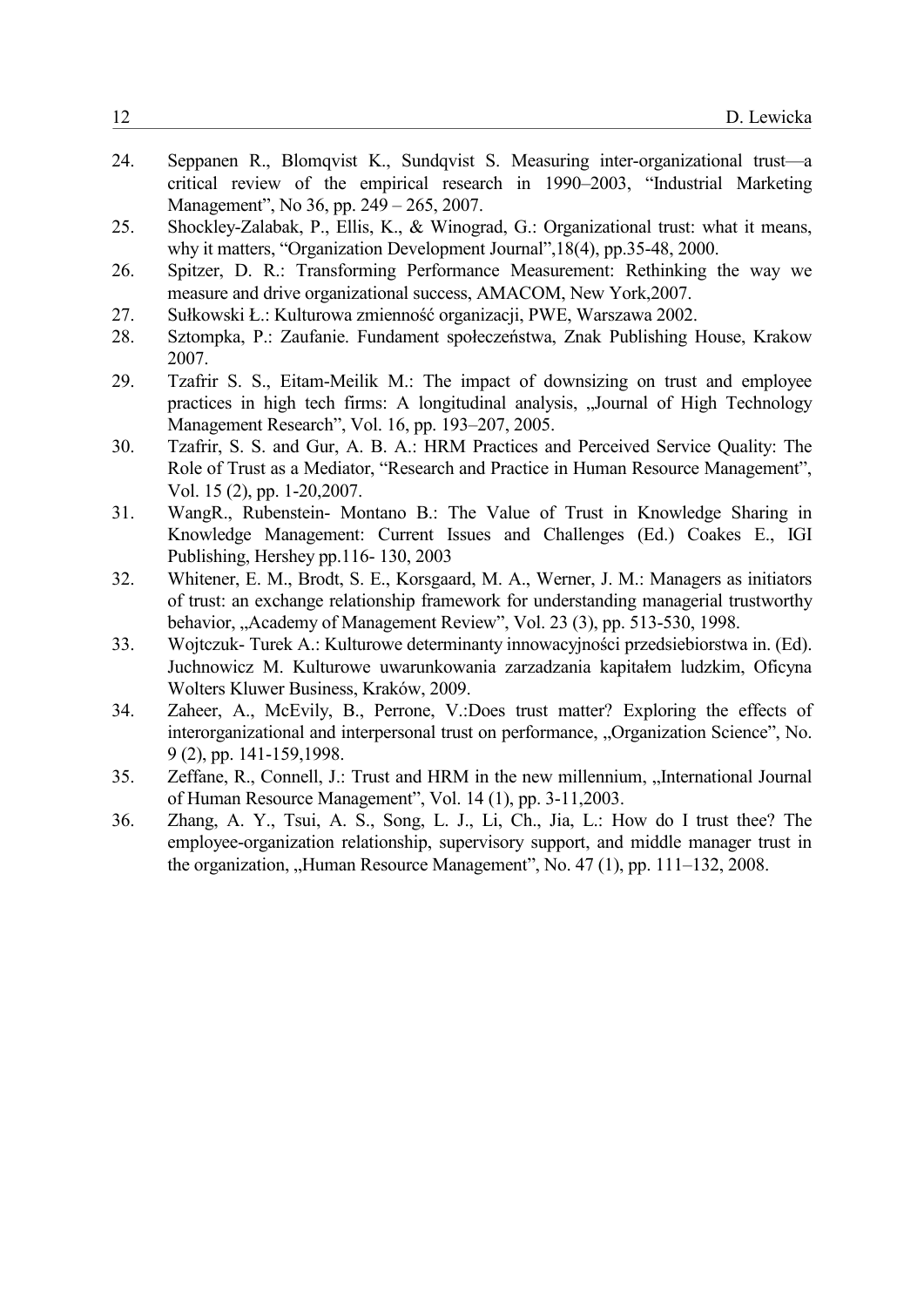24. Seppanen R., Blomqvist K., Sundqvist S. Measuring inter-organizational trust—a critical review of the empirical research in 1990–2003, "Industrial Marketing Management", No 36, pp. 249 – 265, 2007.
25. Shockley-Zalabak, P., Ellis, K., & Winograd, G.: Organizational trust: what it means, why it matters, "Organization Development Journal",18(4), pp.35-48, 2000.
26. Spitzer, D. R.: Transforming Performance Measurement: Rethinking the way we measure and drive organizational success, AMACOM, New York,2007.
27. Sułkowski Ł.: Kulturowa zmienność organizacji, PWE, Warszawa 2002.
28. Sztompka, P.: Zaufanie. Fundament społeczeństwa, Znak Publishing House, Krakow 2007.
29. Tzafrir S. S., Eitam-Meilik M.: The impact of downsizing on trust and employee practices in high tech firms: A longitudinal analysis, „Journal of High Technology Management Research", Vol. 16, pp. 193–207, 2005.
30. Tzafrir, S. S. and Gur, A. B. A.: HRM Practices and Perceived Service Quality: The Role of Trust as a Mediator, "Research and Practice in Human Resource Management", Vol. 15 (2), pp. 1-20,2007.
31. WangR., Rubenstein- Montano B.: The Value of Trust in Knowledge Sharing in Knowledge Management: Current Issues and Challenges (Ed.) Coakes E., IGI Publishing, Hershey pp.116- 130, 2003
32. Whitener, E. M., Brodt, S. E., Korsgaard, M. A., Werner, J. M.: Managers as initiators of trust: an exchange relationship framework for understanding managerial trustworthy behavior, „Academy of Management Review", Vol. 23 (3), pp. 513-530, 1998.
33. Wojtczuk- Turek A.: Kulturowe determinanty innowacyjności przedsiebiorstwa in. (Ed). Juchnowicz M. Kulturowe uwarunkowania zarzadzania kapitałem ludzkim, Oficyna Wolters Kluwer Business, Kraków, 2009.
34. Zaheer, A., McEvily, B., Perrone, V.:Does trust matter? Exploring the effects of interorganizational and interpersonal trust on performance, „Organization Science", No. 9 (2), pp. 141-159,1998.
35. Zeffane, R., Connell, J.: Trust and HRM in the new millennium, „International Journal of Human Resource Management", Vol. 14 (1), pp. 3-11,2003.
36. Zhang, A. Y., Tsui, A. S., Song, L. J., Li, Ch., Jia, L.: How do I trust thee? The employee-organization relationship, supervisory support, and middle manager trust in the organization, „Human Resource Management", No. 47 (1), pp. 111–132, 2008.